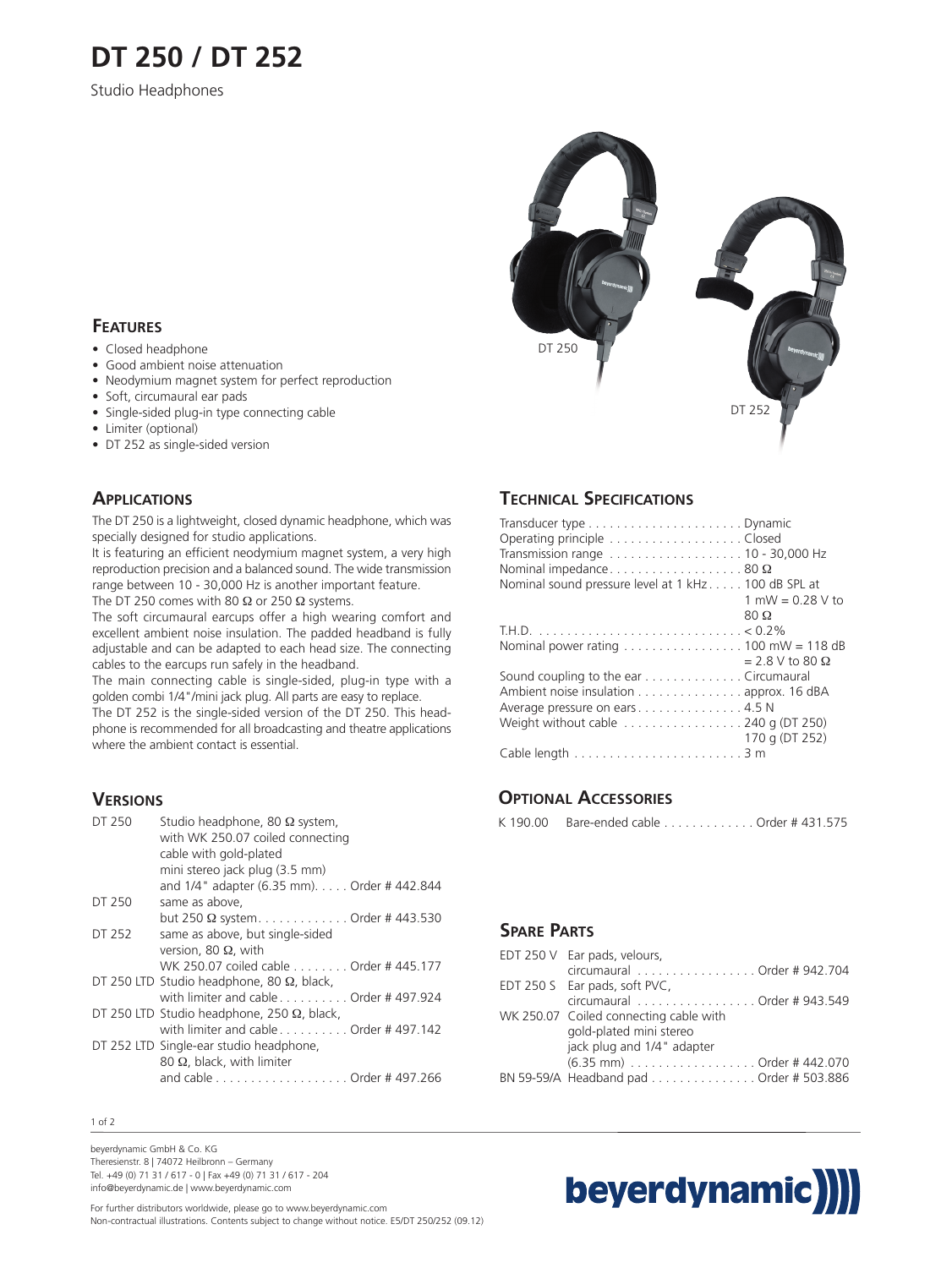# DT 250 / DT 252

Studio Headphones

DT 250

DT 252

## Features

- Closed headphone
- Good ambient noise attenuation
- Neodymium magnet system for perfect reproduction
- Soft, circumaural ear pads
- Single-sided plug-in type connecting cable
- Limiter (optional)
- DT 252 as single-sided version

## Applications

The DT 250 is a lightweight, closed dynamic headphone, which was specially designed for studio applications.

It is featuring an efficient neodymium magnet system, a very high reproduction precision and a balanced sound. The wide transmission range between 10 - 30,000 Hz is another important feature.

The DT 250 comes with 80 Ω or 250 Ω systems.

The soft circumaural earcups offer a high wearing comfort and excellent ambient noise insulation. The padded headband is fully adjustable and can be adapted to each head size. The connecting cables to the earcups run safely in the headband.

The main connecting cable is single-sided, plug-in type with a golden combi 1/4"/mini jack plug. All parts are easy to replace.

The DT 252 is the single-sided version of the DT 250. This headphone is recommended for all broadcasting and theatre applications where the ambient contact is essential.

## Versions

| Model | Description | Order # |
|---|---|---|
| DT 250 | Studio headphone, 80 Ω system, with WK 250.07 coiled connecting cable with gold-plated mini stereo jack plug (3.5 mm) and 1/4" adapter (6.35 mm) | 442.844 |
| DT 250 | same as above, but 250 Ω system | 443.530 |
| DT 252 | same as above, but single-sided version, 80 Ω, with WK 250.07 coiled cable | 445.177 |
| DT 250 LTD | Studio headphone, 80 Ω, black, with limiter and cable | 497.924 |
| DT 250 LTD | Studio headphone, 250 Ω, black, with limiter and cable | 497.142 |
| DT 252 LTD | Single-ear studio headphone, 80 Ω, black, with limiter and cable | 497.266 |

## Technical Specifications

| | |
|---|---|
| Transducer type | Dynamic |
| Operating principle | Closed |
| Transmission range | 10 - 30,000 Hz |
| Nominal impedance | 80 Ω |
| Nominal sound pressure level at 1 kHz | 100 dB SPL at 1 mW = 0.28 V to 80 Ω |
| T.H.D. | < 0.2% |
| Nominal power rating | 100 mW = 118 dB = 2.8 V to 80 Ω |
| Sound coupling to the ear | Circumaural |
| Ambient noise insulation | approx. 16 dBA |
| Average pressure on ears | 4.5 N |
| Weight without cable | 240 g (DT 250)<br>170 g (DT 252) |
| Cable length | 3 m |

## Optional Accessories

| | | |
|---|---|---|
| K 190.00 | Bare-ended cable | Order # 431.575 |

## Spare Parts

| Part | Description | Order # |
|---|---|---|
| EDT 250 V | Ear pads, velours, circumaural | 942.704 |
| EDT 250 S | Ear pads, soft PVC, circumaural | 943.549 |
| WK 250.07 | Coiled connecting cable with gold-plated mini stereo jack plug and 1/4" adapter (6.35 mm) | 442.070 |
| BN 59-59/A | Headband pad | 503.886 |

beyerdynamic GmbH & Co. KG
Theresienstr. 8 | 74072 Heilbronn – Germany
Tel. +49 (0) 71 31 / 617 - 0 | Fax +49 (0) 71 31 / 617 - 204
info@beyerdynamic.de | www.beyerdynamic.com

For further distributors worldwide, please go to www.beyerdynamic.com
Non-contractual illustrations. Contents subject to change without notice. E5/DT 250/252 (09.12)

beyerdynamic))))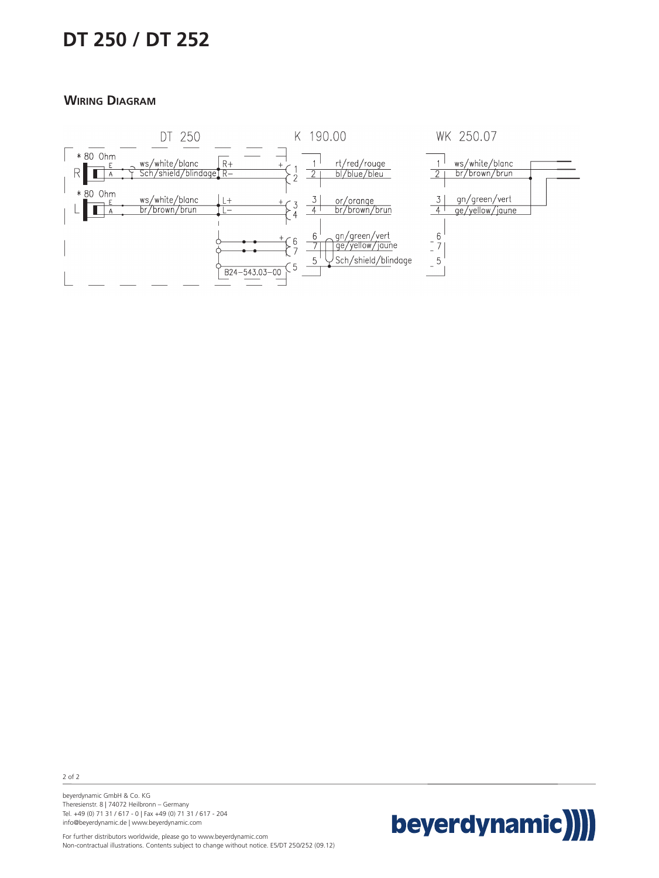# DT 250 / DT 252

## Wiring Diagram

DT 250

K 190.00

WK 250.07

* 80 Ohm

R

E

A

ws/white/blanc

Sch/shield/blindage

R+

R–

* 80 Ohm

L

E

A

ws/white/blanc

br/brown/brun

L+

L–

B24–543.03–00

1 rt/red/rouge

2 bl/blue/bleu

3 or/orange

4 br/brown/brun

6 gn/green/vert

7 ge/yellow/jaune

5 Sch/shield/blindage

1 ws/white/blanc

2 br/brown/brun

3 gn/green/vert

4 ge/yellow/jaune

6

7

5

beyerdynamic GmbH & Co. KG
Theresienstr. 8 | 74072 Heilbronn – Germany
Tel. +49 (0) 71 31 / 617 - 0 | Fax +49 (0) 71 31 / 617 - 204
info@beyerdynamic.de | www.beyerdynamic.com

For further distributors worldwide, please go to www.beyerdynamic.com
Non-contractual illustrations. Contents subject to change without notice. E5/DT 250/252 (09.12)